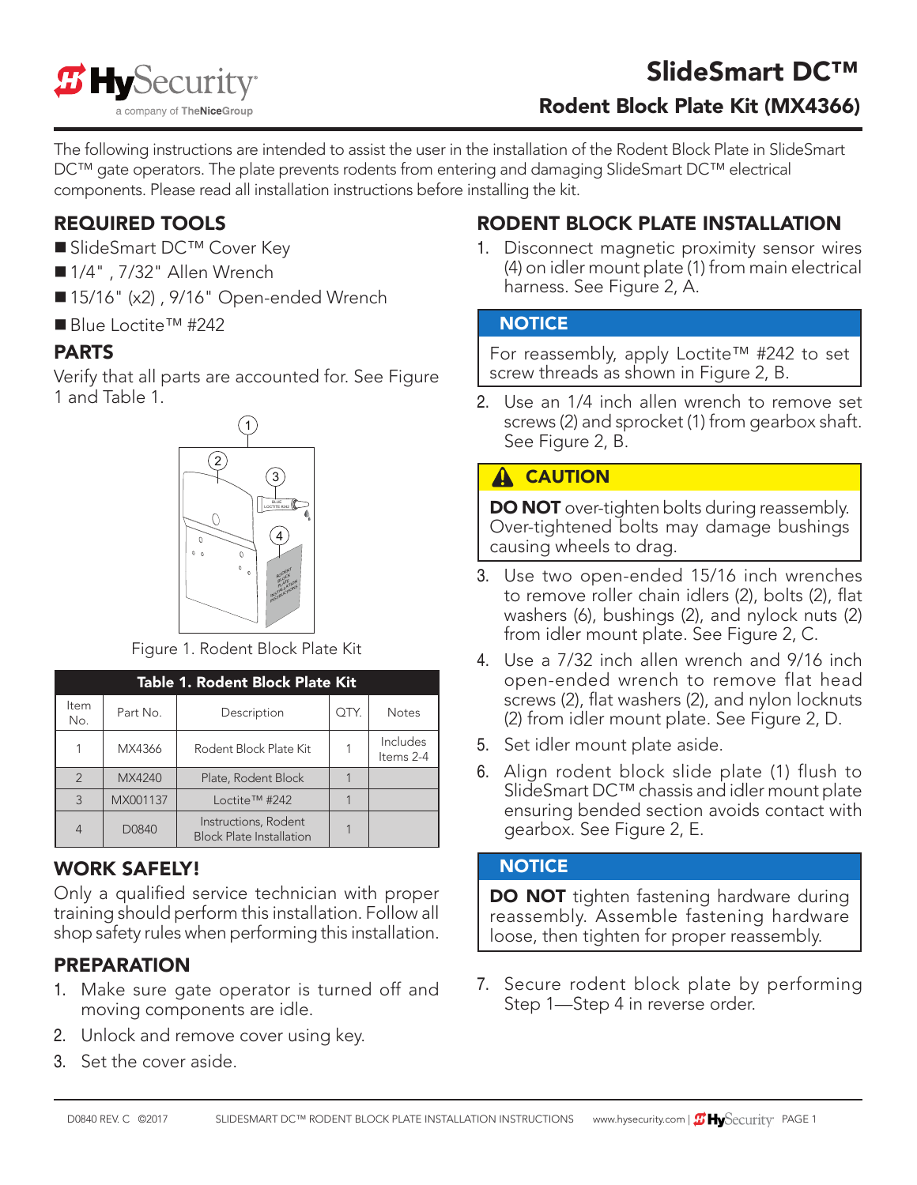# SlideSmart DC™

## Rodent Block Plate Kit (MX4366)

The following instructions are intended to assist the user in the installation of the Rodent Block Plate in SlideSmart DC™ gate operators. The plate prevents rodents from entering and damaging SlideSmart DC™ electrical components. Please read all installation instructions before installing the kit.

## REQUIRED TOOLS

- SlideSmart DC™ Cover Key
- 1/4" , 7/32" Allen Wrench
- 15/16" (x2) , 9/16" Open-ended Wrench
- Blue Loctite™ #242

## PARTS

Verify that all parts are accounted for. See Figure 1 and Table 1.

Figure 1. Rodent Block Plate Kit

| Table 1. Rodent Block Plate Kit | | | | |
|---|---|---|---|---|
| Item No. | Part No. | Description | QTY. | Notes |
| 1 | MX4366 | Rodent Block Plate Kit | 1 | Includes Items 2-4 |
| 2 | MX4240 | Plate, Rodent Block | 1 | |
| 3 | MX001137 | Loctite™ #242 | 1 | |
| 4 | D0840 | Instructions, Rodent Block Plate Installation | 1 | |

## WORK SAFELY!

Only a qualified service technician with proper training should perform this installation. Follow all shop safety rules when performing this installation.

## PREPARATION

1. Make sure gate operator is turned off and moving components are idle.
2. Unlock and remove cover using key.
3. Set the cover aside.

## RODENT BLOCK PLATE INSTALLATION

1. Disconnect magnetic proximity sensor wires (4) on idler mount plate (1) from main electrical harness. See Figure 2, A.

**NOTICE**

For reassembly, apply Loctite™ #242 to set screw threads as shown in Figure 2, B.

2. Use an 1/4 inch allen wrench to remove set screws (2) and sprocket (1) from gearbox shaft. See Figure 2, B.

**CAUTION**

**DO NOT** over-tighten bolts during reassembly. Over-tightened bolts may damage bushings causing wheels to drag.

3. Use two open-ended 15/16 inch wrenches to remove roller chain idlers (2), bolts (2), flat washers (6), bushings (2), and nylock nuts (2) from idler mount plate. See Figure 2, C.
4. Use a 7/32 inch allen wrench and 9/16 inch open-ended wrench to remove flat head screws (2), flat washers (2), and nylon locknuts (2) from idler mount plate. See Figure 2, D.
5. Set idler mount plate aside.
6. Align rodent block slide plate (1) flush to SlideSmart DC™ chassis and idler mount plate ensuring bended section avoids contact with gearbox. See Figure 2, E.

**NOTICE**

**DO NOT** tighten fastening hardware during reassembly. Assemble fastening hardware loose, then tighten for proper reassembly.

7. Secure rodent block plate by performing Step 1—Step 4 in reverse order.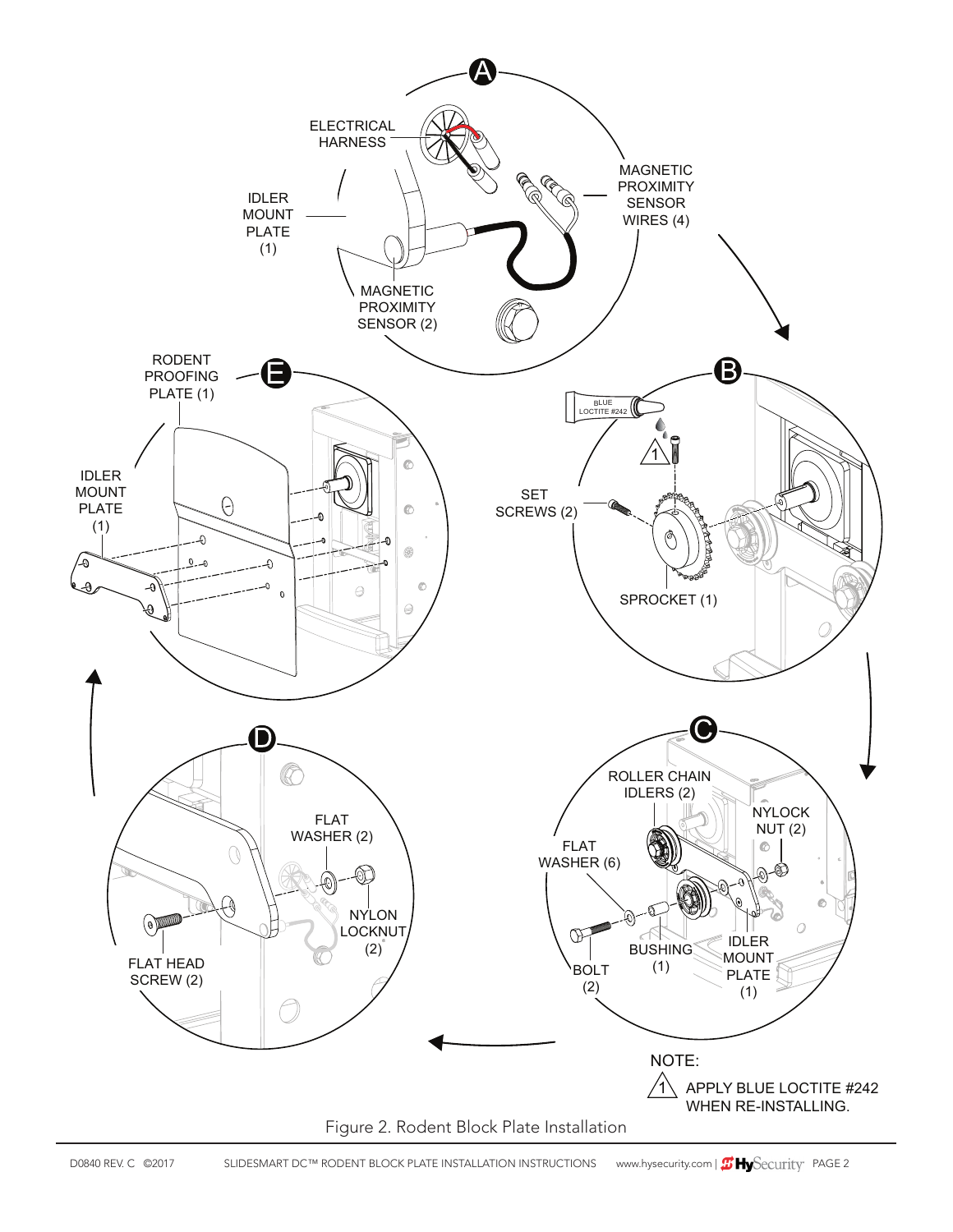A

ELECTRICAL HARNESS

IDLER MOUNT PLATE (1)

MAGNETIC PROXIMITY SENSOR WIRES (4)

MAGNETIC PROXIMITY SENSOR (2)

B

BLUE LOCTITE #242

1

SET SCREWS (2)

SPROCKET (1)

C

ROLLER CHAIN IDLERS (2)

NYLOCK NUT (2)

FLAT WASHER (6)

BUSHING (1)

BOLT (2)

IDLER MOUNT PLATE (1)

D

FLAT WASHER (2)

NYLON LOCKNUT (2)

FLAT HEAD SCREW (2)

E

RODENT PROOFING PLATE (1)

IDLER MOUNT PLATE (1)

NOTE:

1 APPLY BLUE LOCTITE #242 WHEN RE-INSTALLING.

Figure 2. Rodent Block Plate Installation